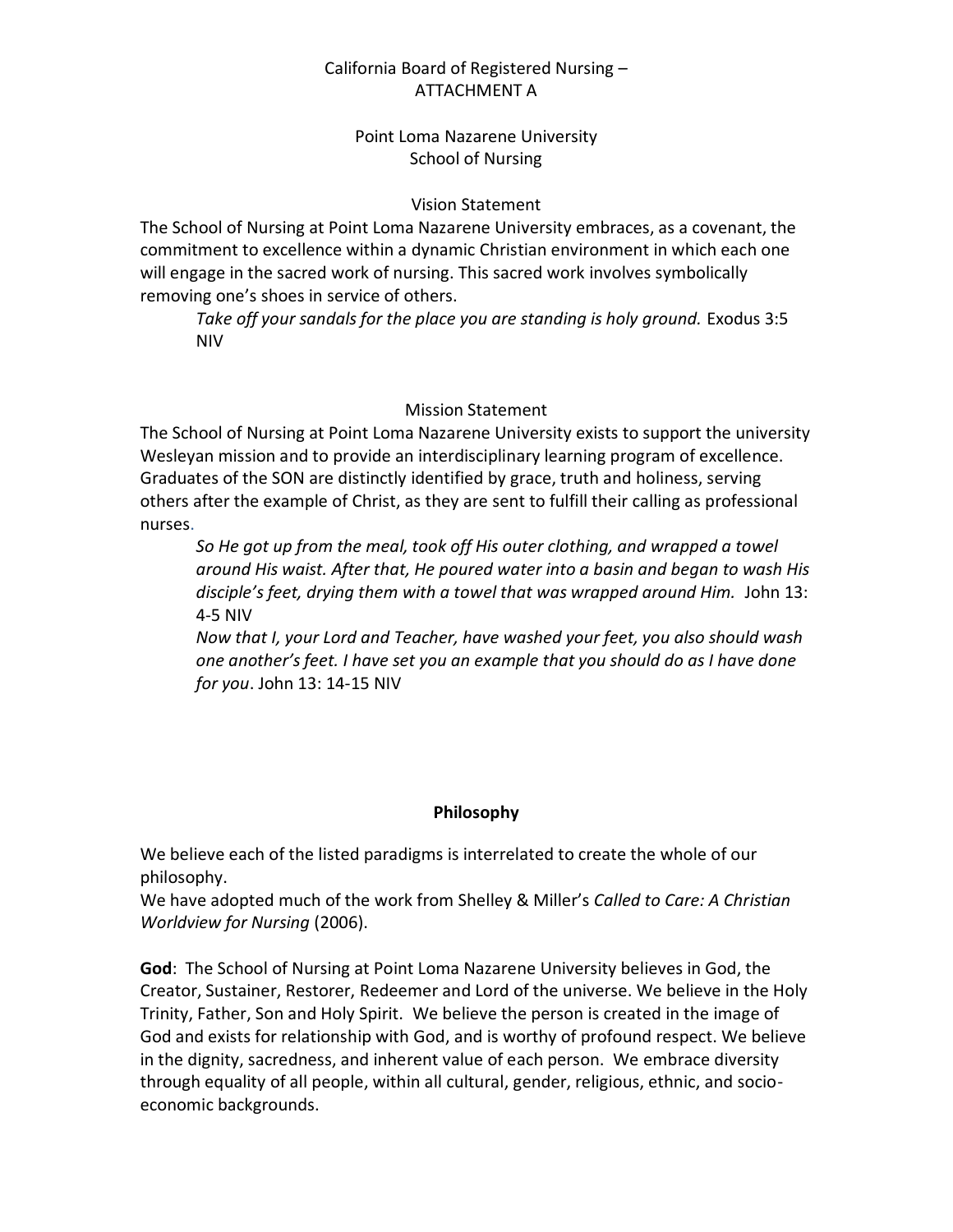California Board of Registered Nursing –
ATTACHMENT A

# Point Loma Nazarene University
## School of Nursing

### Vision Statement

The School of Nursing at Point Loma Nazarene University embraces, as a covenant, the commitment to excellence within a dynamic Christian environment in which each one will engage in the sacred work of nursing. This sacred work involves symbolically removing one's shoes in service of others.

> *Take off your sandals for the place you are standing is holy ground.* Exodus 3:5 NIV

### Mission Statement

The School of Nursing at Point Loma Nazarene University exists to support the university Wesleyan mission and to provide an interdisciplinary learning program of excellence. Graduates of the SON are distinctly identified by grace, truth and holiness, serving others after the example of Christ, as they are sent to fulfill their calling as professional nurses.

> *So He got up from the meal, took off His outer clothing, and wrapped a towel around His waist. After that, He poured water into a basin and began to wash His disciple's feet, drying them with a towel that was wrapped around Him.* John 13: 4-5 NIV
>
> *Now that I, your Lord and Teacher, have washed your feet, you also should wash one another's feet. I have set you an example that you should do as I have done for you*. John 13: 14-15 NIV

### Philosophy

We believe each of the listed paradigms is interrelated to create the whole of our philosophy.
We have adopted much of the work from Shelley & Miller's *Called to Care: A Christian Worldview for Nursing* (2006).

**God**: The School of Nursing at Point Loma Nazarene University believes in God, the Creator, Sustainer, Restorer, Redeemer and Lord of the universe. We believe in the Holy Trinity, Father, Son and Holy Spirit. We believe the person is created in the image of God and exists for relationship with God, and is worthy of profound respect. We believe in the dignity, sacredness, and inherent value of each person. We embrace diversity through equality of all people, within all cultural, gender, religious, ethnic, and socio-economic backgrounds.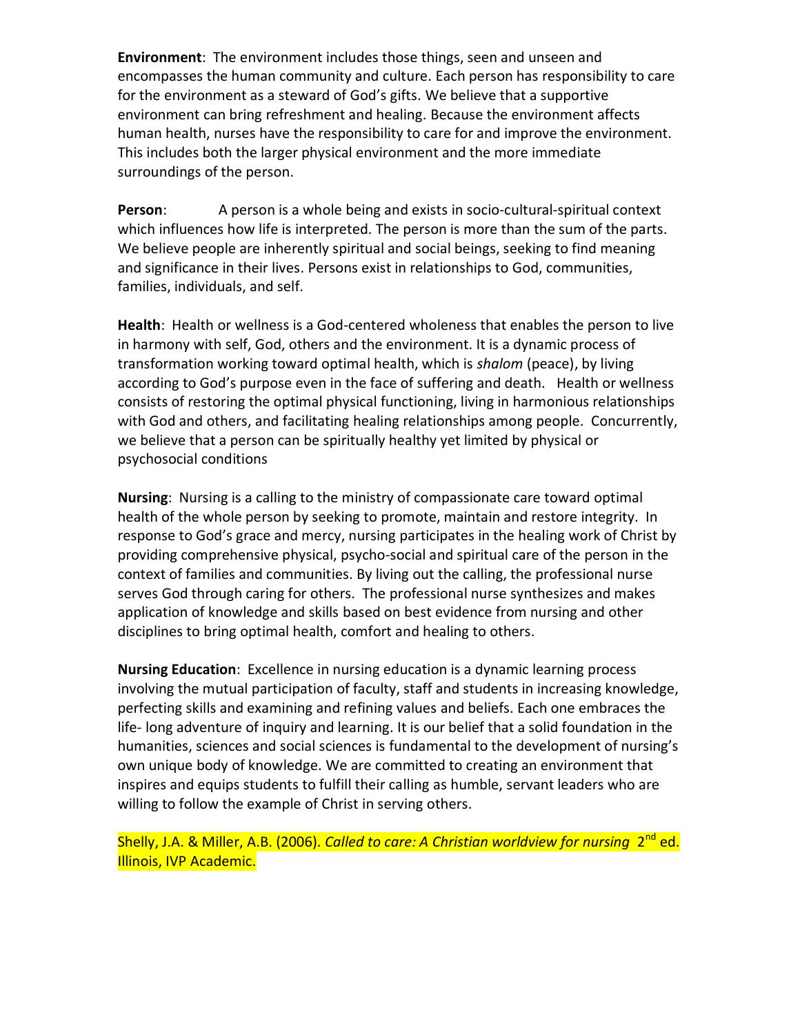**Environment**: The environment includes those things, seen and unseen and encompasses the human community and culture. Each person has responsibility to care for the environment as a steward of God's gifts. We believe that a supportive environment can bring refreshment and healing. Because the environment affects human health, nurses have the responsibility to care for and improve the environment. This includes both the larger physical environment and the more immediate surroundings of the person.

**Person**: A person is a whole being and exists in socio-cultural-spiritual context which influences how life is interpreted. The person is more than the sum of the parts. We believe people are inherently spiritual and social beings, seeking to find meaning and significance in their lives. Persons exist in relationships to God, communities, families, individuals, and self.

**Health**: Health or wellness is a God-centered wholeness that enables the person to live in harmony with self, God, others and the environment. It is a dynamic process of transformation working toward optimal health, which is *shalom* (peace), by living according to God's purpose even in the face of suffering and death. Health or wellness consists of restoring the optimal physical functioning, living in harmonious relationships with God and others, and facilitating healing relationships among people. Concurrently, we believe that a person can be spiritually healthy yet limited by physical or psychosocial conditions

**Nursing**: Nursing is a calling to the ministry of compassionate care toward optimal health of the whole person by seeking to promote, maintain and restore integrity. In response to God's grace and mercy, nursing participates in the healing work of Christ by providing comprehensive physical, psycho-social and spiritual care of the person in the context of families and communities. By living out the calling, the professional nurse serves God through caring for others. The professional nurse synthesizes and makes application of knowledge and skills based on best evidence from nursing and other disciplines to bring optimal health, comfort and healing to others.

**Nursing Education**: Excellence in nursing education is a dynamic learning process involving the mutual participation of faculty, staff and students in increasing knowledge, perfecting skills and examining and refining values and beliefs. Each one embraces the life- long adventure of inquiry and learning. It is our belief that a solid foundation in the humanities, sciences and social sciences is fundamental to the development of nursing's own unique body of knowledge. We are committed to creating an environment that inspires and equips students to fulfill their calling as humble, servant leaders who are willing to follow the example of Christ in serving others.

Shelly, J.A. & Miller, A.B. (2006). *Called to care: A Christian worldview for nursing* 2nd ed. Illinois, IVP Academic.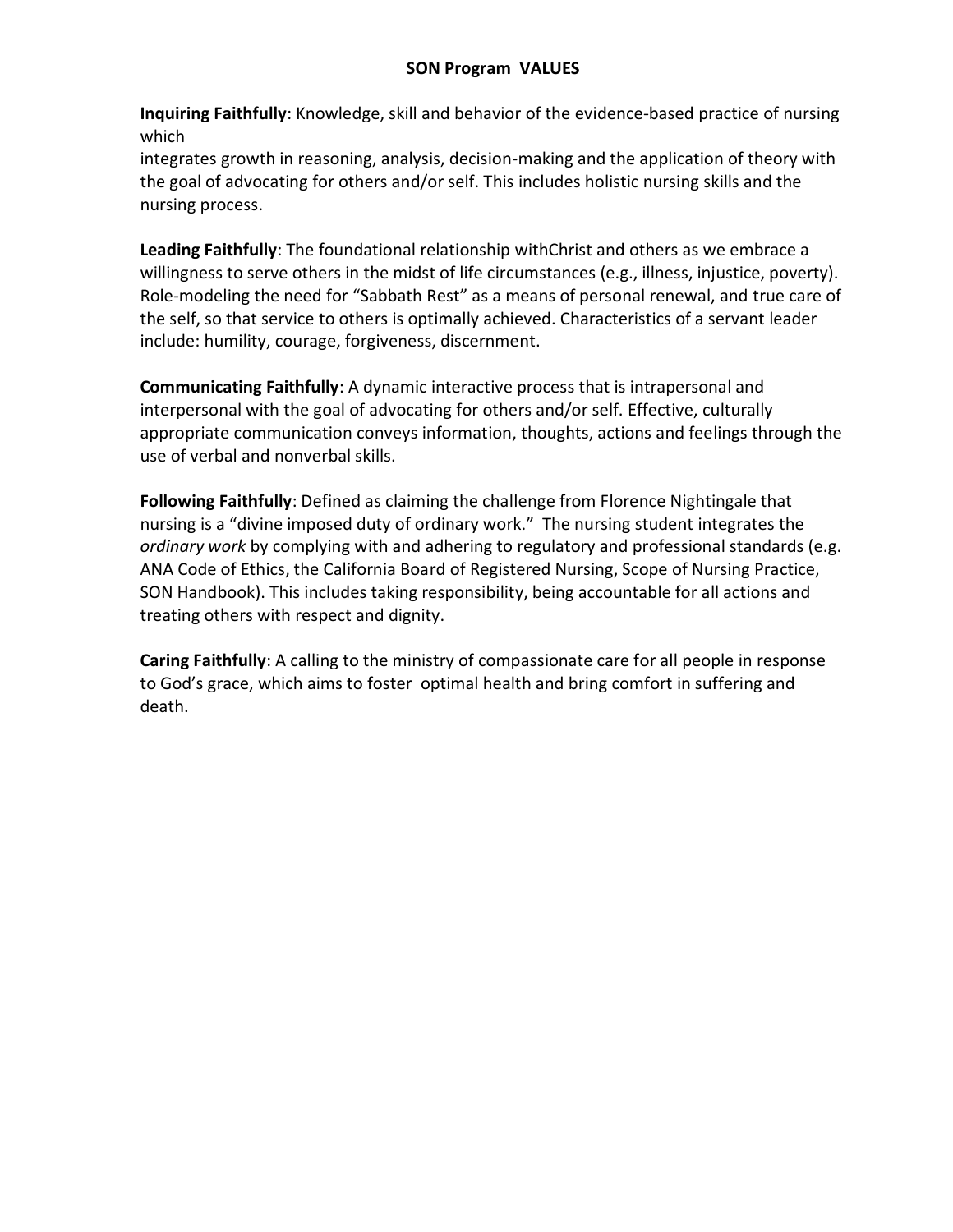## SON Program VALUES

**Inquiring Faithfully**: Knowledge, skill and behavior of the evidence-based practice of nursing which integrates growth in reasoning, analysis, decision-making and the application of theory with the goal of advocating for others and/or self. This includes holistic nursing skills and the nursing process.

**Leading Faithfully**: The foundational relationship withChrist and others as we embrace a willingness to serve others in the midst of life circumstances (e.g., illness, injustice, poverty). Role-modeling the need for "Sabbath Rest" as a means of personal renewal, and true care of the self, so that service to others is optimally achieved. Characteristics of a servant leader include: humility, courage, forgiveness, discernment.

**Communicating Faithfully**: A dynamic interactive process that is intrapersonal and interpersonal with the goal of advocating for others and/or self. Effective, culturally appropriate communication conveys information, thoughts, actions and feelings through the use of verbal and nonverbal skills.

**Following Faithfully**: Defined as claiming the challenge from Florence Nightingale that nursing is a "divine imposed duty of ordinary work." The nursing student integrates the *ordinary work* by complying with and adhering to regulatory and professional standards (e.g. ANA Code of Ethics, the California Board of Registered Nursing, Scope of Nursing Practice, SON Handbook). This includes taking responsibility, being accountable for all actions and treating others with respect and dignity.

**Caring Faithfully**: A calling to the ministry of compassionate care for all people in response to God's grace, which aims to foster optimal health and bring comfort in suffering and death.